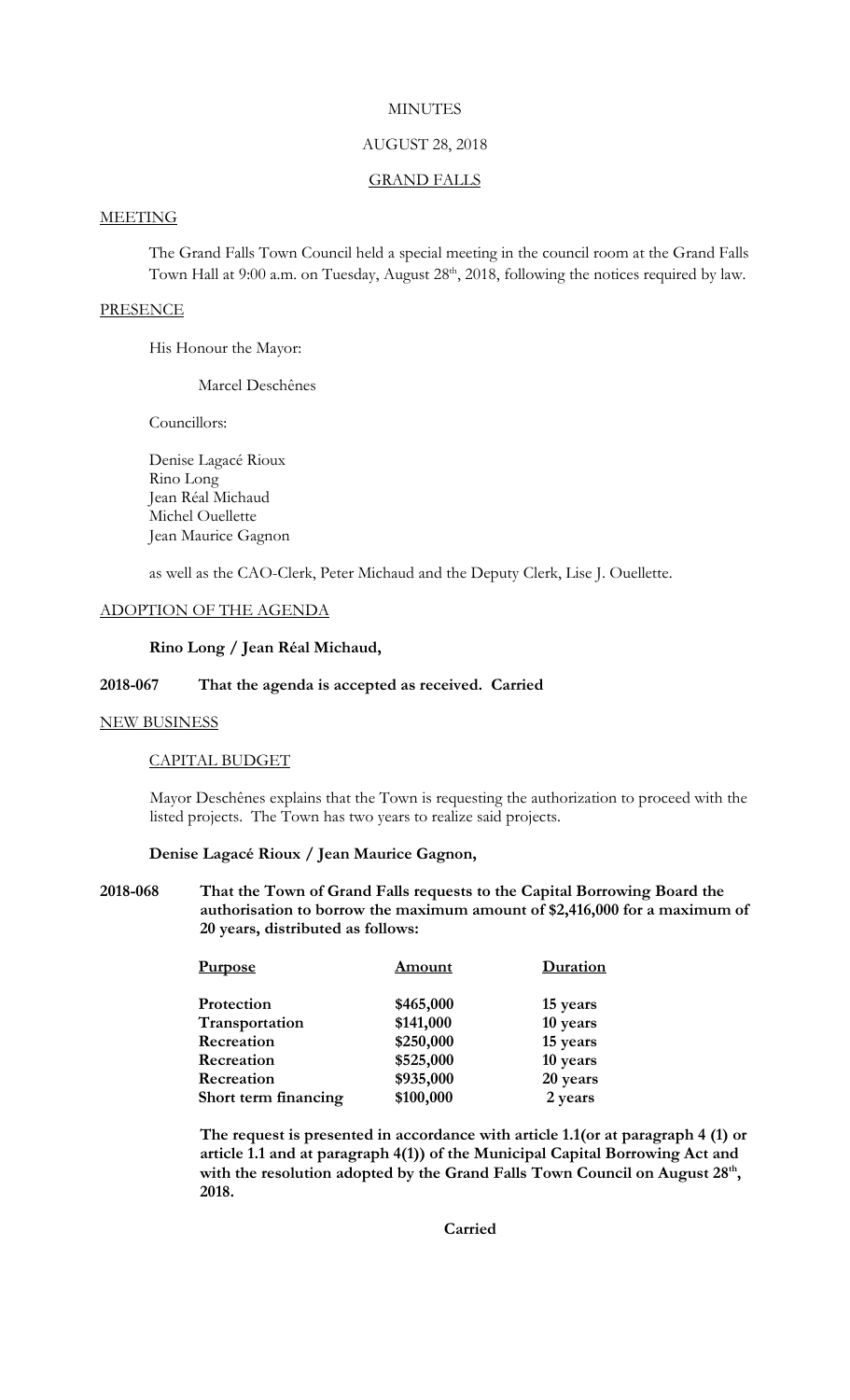MINUTES

AUGUST 28, 2018

GRAND FALLS

MEETING

The Grand Falls Town Council held a special meeting in the council room at the Grand Falls Town Hall at 9:00 a.m. on Tuesday, August 28th, 2018, following the notices required by law.

PRESENCE

His Honour the Mayor:

Marcel Deschênes

Councillors:

Denise Lagacé Rioux
Rino Long
Jean Réal Michaud
Michel Ouellette
Jean Maurice Gagnon

as well as the CAO-Clerk, Peter Michaud and the Deputy Clerk, Lise J. Ouellette.

ADOPTION OF THE AGENDA

**Rino Long / Jean Réal Michaud,**

**2018-067 That the agenda is accepted as received. Carried**

NEW BUSINESS

CAPITAL BUDGET

Mayor Deschênes explains that the Town is requesting the authorization to proceed with the listed projects. The Town has two years to realize said projects.

**Denise Lagacé Rioux / Jean Maurice Gagnon,**

**2018-068 That the Town of Grand Falls requests to the Capital Borrowing Board the authorisation to borrow the maximum amount of $2,416,000 for a maximum of 20 years, distributed as follows:**

| **Purpose** | **Amount** | **Duration** |
|---|---|---|
| **Protection** | **$465,000** | **15 years** |
| **Transportation** | **$141,000** | **10 years** |
| **Recreation** | **$250,000** | **15 years** |
| **Recreation** | **$525,000** | **10 years** |
| **Recreation** | **$935,000** | **20 years** |
| **Short term financing** | **$100,000** | **2 years** |

**The request is presented in accordance with article 1.1(or at paragraph 4 (1) or article 1.1 and at paragraph 4(1)) of the Municipal Capital Borrowing Act and with the resolution adopted by the Grand Falls Town Council on August 28th, 2018.**

**Carried**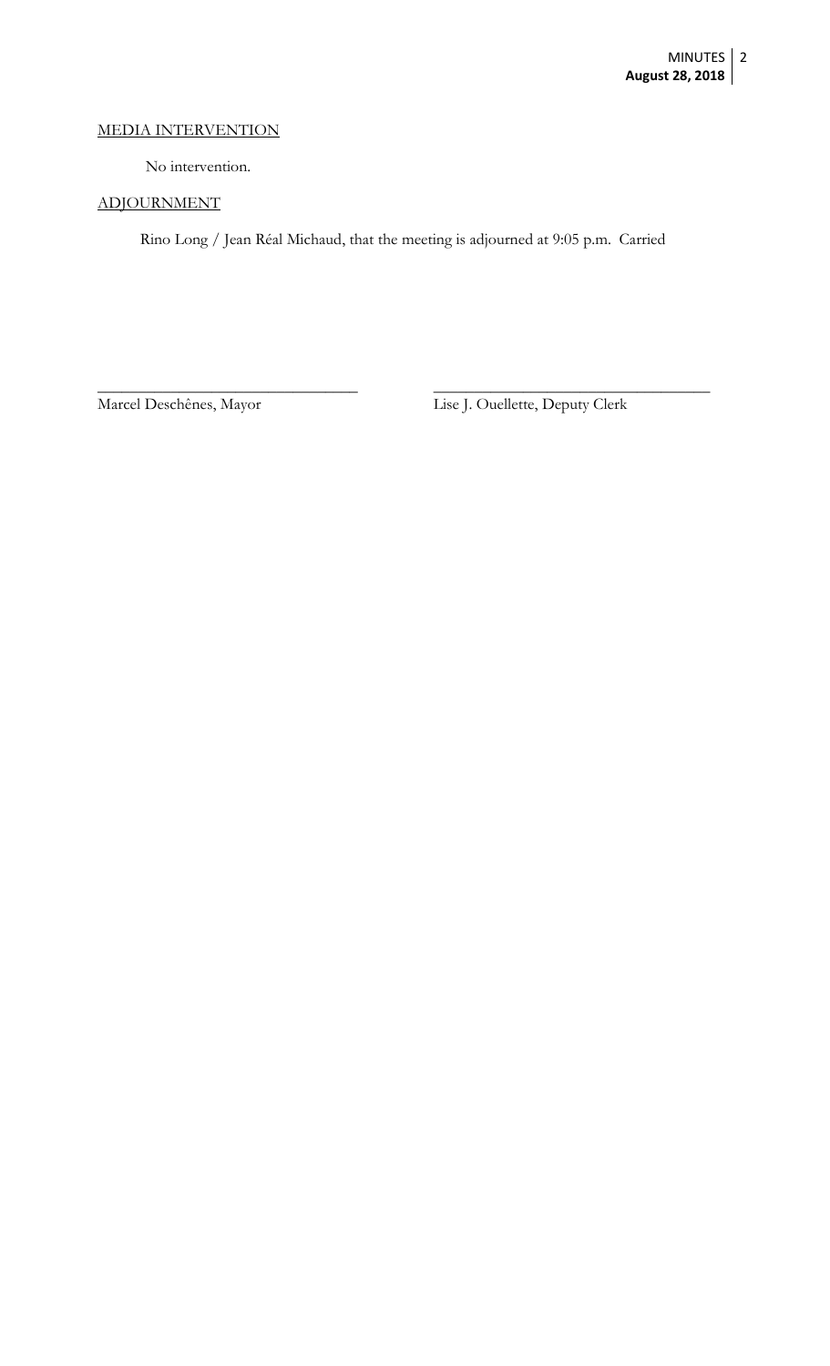MEDIA INTERVENTION

No intervention.

ADJOURNMENT

Rino Long / Jean Réal Michaud, that the meeting is adjourned at 9:05 p.m. Carried

| | |
|---|---|
| \_\_\_\_\_\_\_\_\_\_\_\_\_\_\_\_\_\_\_\_\_\_\_\_\_\_\_\_\_\_ | \_\_\_\_\_\_\_\_\_\_\_\_\_\_\_\_\_\_\_\_\_\_\_\_\_\_\_\_\_\_ |
| Marcel Deschênes, Mayor | Lise J. Ouellette, Deputy Clerk |